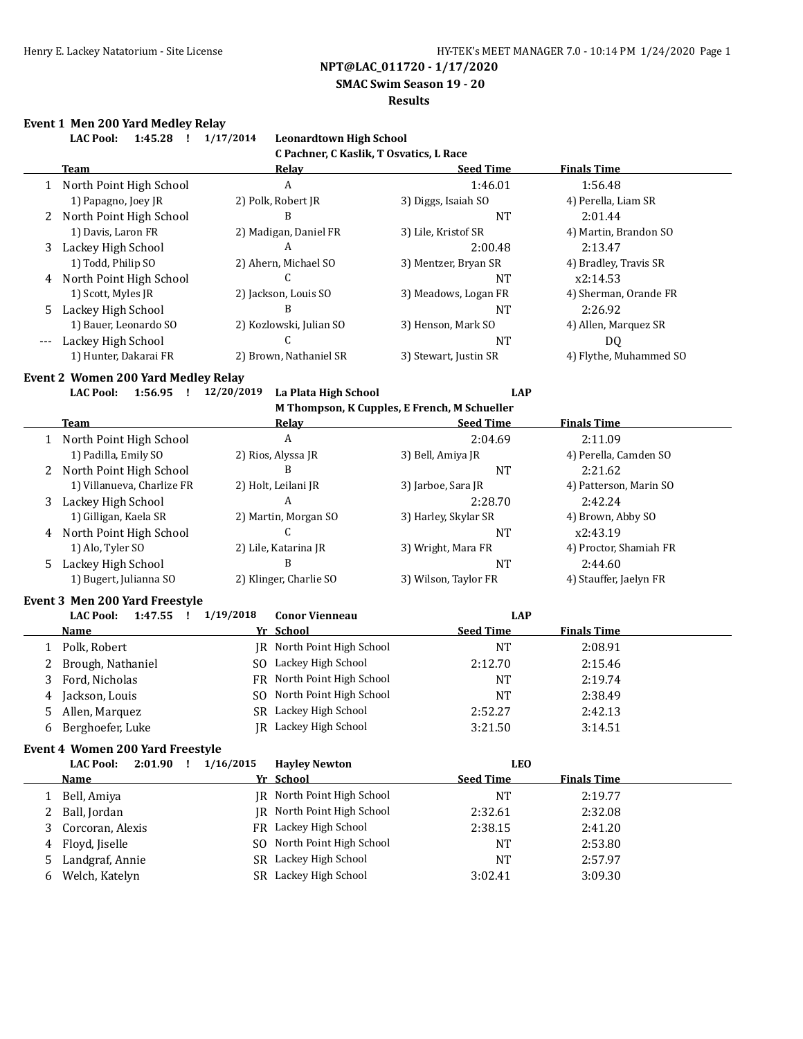**NPT@LAC_011720 - 1/17/2020**

**SMAC Swim Season 19 - 20**

**Results**

### Event 1 Men 200 Yard Medley Relay

**LAC Pool: 1:45.28 ! 1/17/2014 Leonardtown High School**
**C Pachner, C Kaslik, T Osvatics, L Race**

| | Team | Relay | Seed Time | Finals Time |
|---|---|---|---|---|
| 1 | North Point High School | A | 1:46.01 | 1:56.48 |
| | 1) Papagno, Joey JR | 2) Polk, Robert JR | 3) Diggs, Isaiah SO | 4) Perella, Liam SR |
| 2 | North Point High School | B | NT | 2:01.44 |
| | 1) Davis, Laron FR | 2) Madigan, Daniel FR | 3) Lile, Kristof SR | 4) Martin, Brandon SO |
| 3 | Lackey High School | A | 2:00.48 | 2:13.47 |
| | 1) Todd, Philip SO | 2) Ahern, Michael SO | 3) Mentzer, Bryan SR | 4) Bradley, Travis SR |
| 4 | North Point High School | C | NT | x2:14.53 |
| | 1) Scott, Myles JR | 2) Jackson, Louis SO | 3) Meadows, Logan FR | 4) Sherman, Orande FR |
| 5 | Lackey High School | B | NT | 2:26.92 |
| | 1) Bauer, Leonardo SO | 2) Kozlowski, Julian SO | 3) Henson, Mark SO | 4) Allen, Marquez SR |
| --- | Lackey High School | C | NT | DQ |
| | 1) Hunter, Dakarai FR | 2) Brown, Nathaniel SR | 3) Stewart, Justin SR | 4) Flythe, Muhammed SO |

### Event 2 Women 200 Yard Medley Relay

**LAC Pool: 1:56.95 ! 12/20/2019 La Plata High School LAP**
**M Thompson, K Cupples, E French, M Schueller**

| | Team | Relay | Seed Time | Finals Time |
|---|---|---|---|---|
| 1 | North Point High School | A | 2:04.69 | 2:11.09 |
| | 1) Padilla, Emily SO | 2) Rios, Alyssa JR | 3) Bell, Amiya JR | 4) Perella, Camden SO |
| 2 | North Point High School | B | NT | 2:21.62 |
| | 1) Villanueva, Charlize FR | 2) Holt, Leilani JR | 3) Jarboe, Sara JR | 4) Patterson, Marin SO |
| 3 | Lackey High School | A | 2:28.70 | 2:42.24 |
| | 1) Gilligan, Kaela SR | 2) Martin, Morgan SO | 3) Harley, Skylar SR | 4) Brown, Abby SO |
| 4 | North Point High School | C | NT | x2:43.19 |
| | 1) Alo, Tyler SO | 2) Lile, Katarina JR | 3) Wright, Mara FR | 4) Proctor, Shamiah FR |
| 5 | Lackey High School | B | NT | 2:44.60 |
| | 1) Bugert, Julianna SO | 2) Klinger, Charlie SO | 3) Wilson, Taylor FR | 4) Stauffer, Jaelyn FR |

### Event 3 Men 200 Yard Freestyle

**LAC Pool: 1:47.55 ! 1/19/2018 Conor Vienneau LAP**

| | Name | Yr | School | Seed Time | Finals Time |
|---|---|---|---|---|---|
| 1 | Polk, Robert | JR | North Point High School | NT | 2:08.91 |
| 2 | Brough, Nathaniel | SO | Lackey High School | 2:12.70 | 2:15.46 |
| 3 | Ford, Nicholas | FR | North Point High School | NT | 2:19.74 |
| 4 | Jackson, Louis | SO | North Point High School | NT | 2:38.49 |
| 5 | Allen, Marquez | SR | Lackey High School | 2:52.27 | 2:42.13 |
| 6 | Berghoefer, Luke | JR | Lackey High School | 3:21.50 | 3:14.51 |

### Event 4 Women 200 Yard Freestyle

**LAC Pool: 2:01.90 ! 1/16/2015 Hayley Newton LEO**

| | Name | Yr | School | Seed Time | Finals Time |
|---|---|---|---|---|---|
| 1 | Bell, Amiya | JR | North Point High School | NT | 2:19.77 |
| 2 | Ball, Jordan | JR | North Point High School | 2:32.61 | 2:32.08 |
| 3 | Corcoran, Alexis | FR | Lackey High School | 2:38.15 | 2:41.20 |
| 4 | Floyd, Jiselle | SO | North Point High School | NT | 2:53.80 |
| 5 | Landgraf, Annie | SR | Lackey High School | NT | 2:57.97 |
| 6 | Welch, Katelyn | SR | Lackey High School | 3:02.41 | 3:09.30 |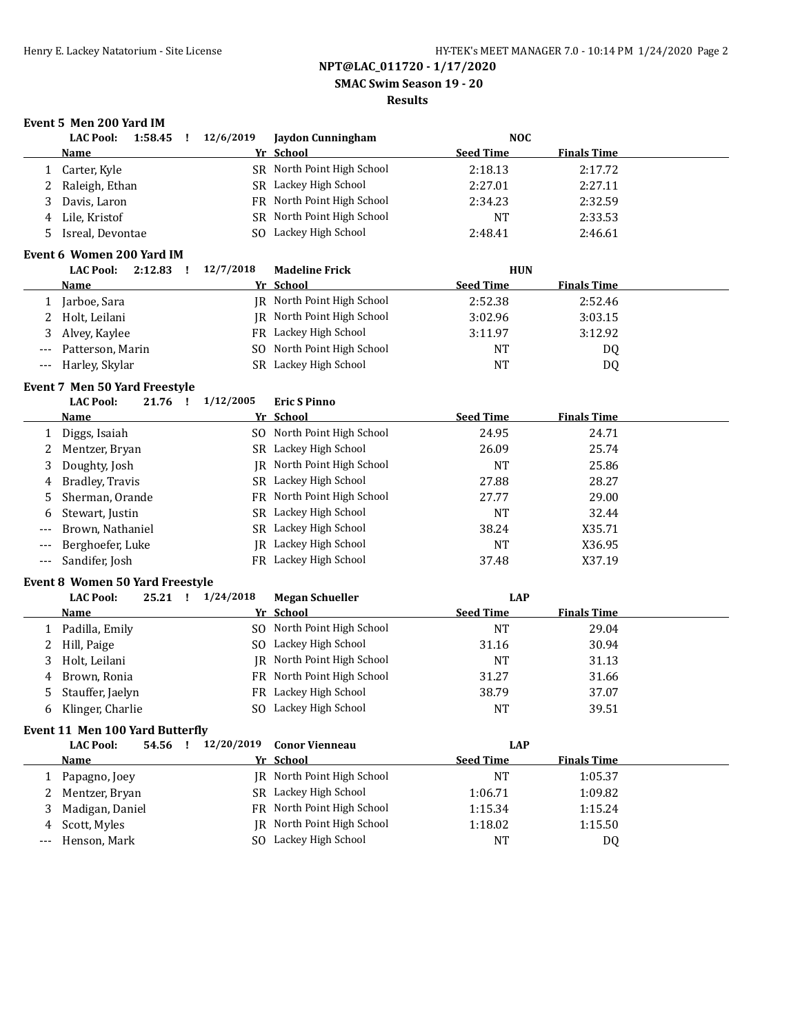**NPT@LAC_011720 - 1/17/2020**

**SMAC Swim Season 19 - 20**

**Results**

### Event 5 Men 200 Yard IM

**LAC Pool: 1:58.45 ! 12/6/2019 Jaydon Cunningham NOC**

| | Name | Yr | School | Seed Time | Finals Time |
|---|---|---|---|---|---|
| 1 | Carter, Kyle | SR | North Point High School | 2:18.13 | 2:17.72 |
| 2 | Raleigh, Ethan | SR | Lackey High School | 2:27.01 | 2:27.11 |
| 3 | Davis, Laron | FR | North Point High School | 2:34.23 | 2:32.59 |
| 4 | Lile, Kristof | SR | North Point High School | NT | 2:33.53 |
| 5 | Isreal, Devontae | SO | Lackey High School | 2:48.41 | 2:46.61 |

### Event 6 Women 200 Yard IM

**LAC Pool: 2:12.83 ! 12/7/2018 Madeline Frick HUN**

| | Name | Yr | School | Seed Time | Finals Time |
|---|---|---|---|---|---|
| 1 | Jarboe, Sara | JR | North Point High School | 2:52.38 | 2:52.46 |
| 2 | Holt, Leilani | JR | North Point High School | 3:02.96 | 3:03.15 |
| 3 | Alvey, Kaylee | FR | Lackey High School | 3:11.97 | 3:12.92 |
| --- | Patterson, Marin | SO | North Point High School | NT | DQ |
| --- | Harley, Skylar | SR | Lackey High School | NT | DQ |

### Event 7 Men 50 Yard Freestyle

**LAC Pool: 21.76 ! 1/12/2005 Eric S Pinno**

| | Name | Yr | School | Seed Time | Finals Time |
|---|---|---|---|---|---|
| 1 | Diggs, Isaiah | SO | North Point High School | 24.95 | 24.71 |
| 2 | Mentzer, Bryan | SR | Lackey High School | 26.09 | 25.74 |
| 3 | Doughty, Josh | JR | North Point High School | NT | 25.86 |
| 4 | Bradley, Travis | SR | Lackey High School | 27.88 | 28.27 |
| 5 | Sherman, Orande | FR | North Point High School | 27.77 | 29.00 |
| 6 | Stewart, Justin | SR | Lackey High School | NT | 32.44 |
| --- | Brown, Nathaniel | SR | Lackey High School | 38.24 | X35.71 |
| --- | Berghoefer, Luke | JR | Lackey High School | NT | X36.95 |
| --- | Sandifer, Josh | FR | Lackey High School | 37.48 | X37.19 |

### Event 8 Women 50 Yard Freestyle

**LAC Pool: 25.21 ! 1/24/2018 Megan Schueller LAP**

| | Name | Yr | School | Seed Time | Finals Time |
|---|---|---|---|---|---|
| 1 | Padilla, Emily | SO | North Point High School | NT | 29.04 |
| 2 | Hill, Paige | SO | Lackey High School | 31.16 | 30.94 |
| 3 | Holt, Leilani | JR | North Point High School | NT | 31.13 |
| 4 | Brown, Ronia | FR | North Point High School | 31.27 | 31.66 |
| 5 | Stauffer, Jaelyn | FR | Lackey High School | 38.79 | 37.07 |
| 6 | Klinger, Charlie | SO | Lackey High School | NT | 39.51 |

### Event 11 Men 100 Yard Butterfly

**LAC Pool: 54.56 ! 12/20/2019 Conor Vienneau LAP**

| | Name | Yr | School | Seed Time | Finals Time |
|---|---|---|---|---|---|
| 1 | Papagno, Joey | JR | North Point High School | NT | 1:05.37 |
| 2 | Mentzer, Bryan | SR | Lackey High School | 1:06.71 | 1:09.82 |
| 3 | Madigan, Daniel | FR | North Point High School | 1:15.34 | 1:15.24 |
| 4 | Scott, Myles | JR | North Point High School | 1:18.02 | 1:15.50 |
| --- | Henson, Mark | SO | Lackey High School | NT | DQ |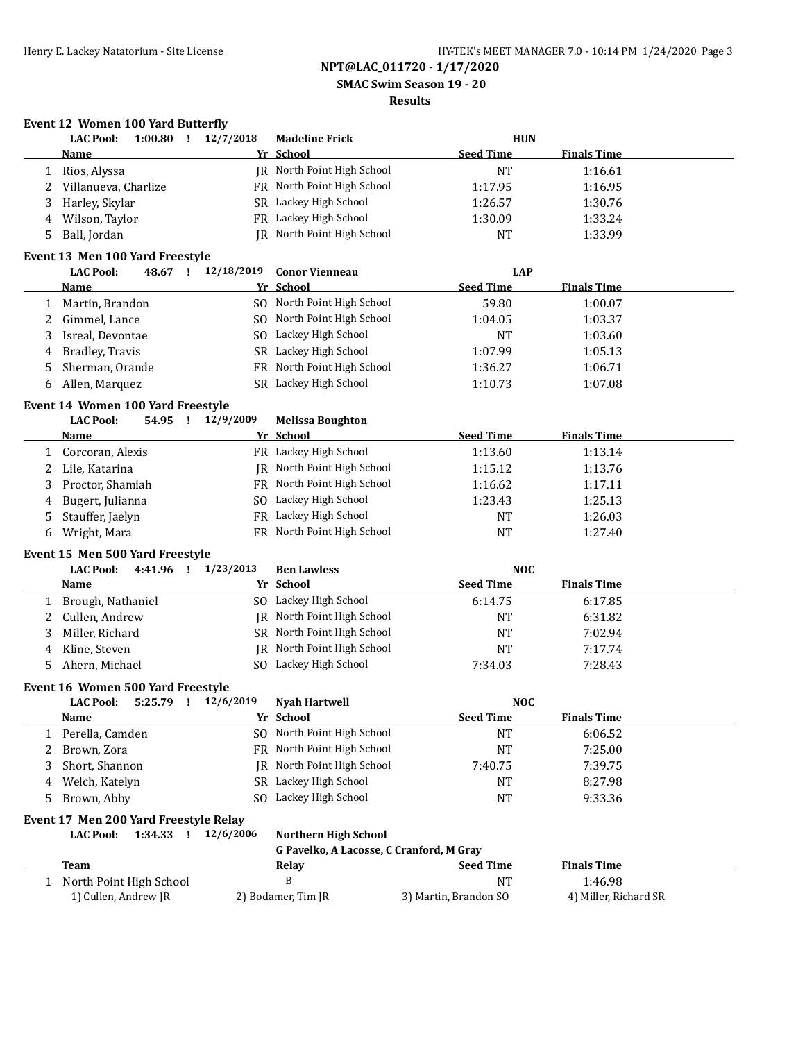NPT@LAC_011720 - 1/17/2020

SMAC Swim Season 19 - 20

Results

### Event 12 Women 100 Yard Butterfly

LAC Pool: 1:00.80 ! 12/7/2018 Madeline Frick HUN

| | Name | Yr | School | Seed Time | Finals Time |
|---|---|---|---|---|---|
| 1 | Rios, Alyssa | JR | North Point High School | NT | 1:16.61 |
| 2 | Villanueva, Charlize | FR | North Point High School | 1:17.95 | 1:16.95 |
| 3 | Harley, Skylar | SR | Lackey High School | 1:26.57 | 1:30.76 |
| 4 | Wilson, Taylor | FR | Lackey High School | 1:30.09 | 1:33.24 |
| 5 | Ball, Jordan | JR | North Point High School | NT | 1:33.99 |

### Event 13 Men 100 Yard Freestyle

LAC Pool: 48.67 ! 12/18/2019 Conor Vienneau LAP

| | Name | Yr | School | Seed Time | Finals Time |
|---|---|---|---|---|---|
| 1 | Martin, Brandon | SO | North Point High School | 59.80 | 1:00.07 |
| 2 | Gimmel, Lance | SO | North Point High School | 1:04.05 | 1:03.37 |
| 3 | Isreal, Devontae | SO | Lackey High School | NT | 1:03.60 |
| 4 | Bradley, Travis | SR | Lackey High School | 1:07.99 | 1:05.13 |
| 5 | Sherman, Orande | FR | North Point High School | 1:36.27 | 1:06.71 |
| 6 | Allen, Marquez | SR | Lackey High School | 1:10.73 | 1:07.08 |

### Event 14 Women 100 Yard Freestyle

LAC Pool: 54.95 ! 12/9/2009 Melissa Boughton

| | Name | Yr | School | Seed Time | Finals Time |
|---|---|---|---|---|---|
| 1 | Corcoran, Alexis | FR | Lackey High School | 1:13.60 | 1:13.14 |
| 2 | Lile, Katarina | JR | North Point High School | 1:15.12 | 1:13.76 |
| 3 | Proctor, Shamiah | FR | North Point High School | 1:16.62 | 1:17.11 |
| 4 | Bugert, Julianna | SO | Lackey High School | 1:23.43 | 1:25.13 |
| 5 | Stauffer, Jaelyn | FR | Lackey High School | NT | 1:26.03 |
| 6 | Wright, Mara | FR | North Point High School | NT | 1:27.40 |

### Event 15 Men 500 Yard Freestyle

LAC Pool: 4:41.96 ! 1/23/2013 Ben Lawless NOC

| | Name | Yr | School | Seed Time | Finals Time |
|---|---|---|---|---|---|
| 1 | Brough, Nathaniel | SO | Lackey High School | 6:14.75 | 6:17.85 |
| 2 | Cullen, Andrew | JR | North Point High School | NT | 6:31.82 |
| 3 | Miller, Richard | SR | North Point High School | NT | 7:02.94 |
| 4 | Kline, Steven | JR | North Point High School | NT | 7:17.74 |
| 5 | Ahern, Michael | SO | Lackey High School | 7:34.03 | 7:28.43 |

### Event 16 Women 500 Yard Freestyle

LAC Pool: 5:25.79 ! 12/6/2019 Nyah Hartwell NOC

| | Name | Yr | School | Seed Time | Finals Time |
|---|---|---|---|---|---|
| 1 | Perella, Camden | SO | North Point High School | NT | 6:06.52 |
| 2 | Brown, Zora | FR | North Point High School | NT | 7:25.00 |
| 3 | Short, Shannon | JR | North Point High School | 7:40.75 | 7:39.75 |
| 4 | Welch, Katelyn | SR | Lackey High School | NT | 8:27.98 |
| 5 | Brown, Abby | SO | Lackey High School | NT | 9:33.36 |

### Event 17 Men 200 Yard Freestyle Relay

LAC Pool: 1:34.33 ! 12/6/2006 Northern High School

G Pavelko, A Lacosse, C Cranford, M Gray

| | Team | Relay | Seed Time | Finals Time |
|---|---|---|---|---|
| 1 | North Point High School | B | NT | 1:46.98 |
| | 1) Cullen, Andrew JR | 2) Bodamer, Tim JR | 3) Martin, Brandon SO | 4) Miller, Richard SR |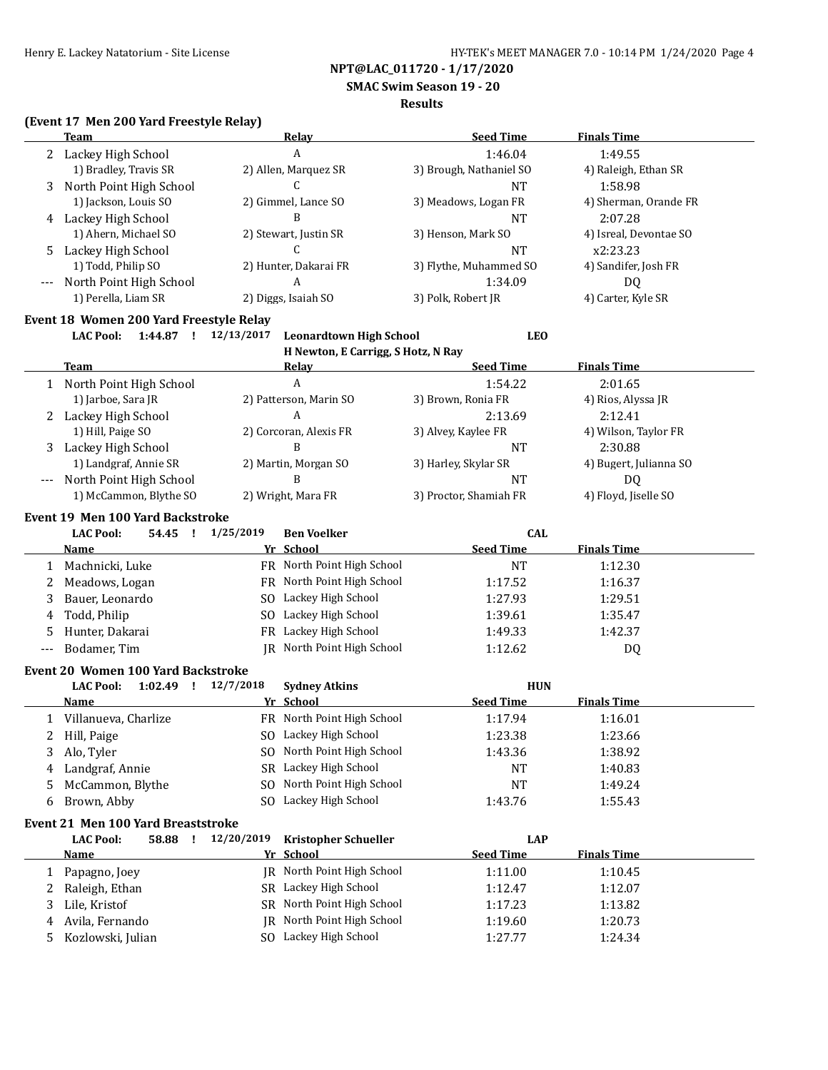**NPT@LAC_011720 - 1/17/2020**

**SMAC Swim Season 19 - 20**

**Results**

## (Event 17 Men 200 Yard Freestyle Relay)

| | Team | Relay | Seed Time | Finals Time |
|---|---|---|---|---|
| 2 | Lackey High School | A | 1:46.04 | 1:49.55 |
| | 1) Bradley, Travis SR | 2) Allen, Marquez SR | 3) Brough, Nathaniel SO | 4) Raleigh, Ethan SR |
| 3 | North Point High School | C | NT | 1:58.98 |
| | 1) Jackson, Louis SO | 2) Gimmel, Lance SO | 3) Meadows, Logan FR | 4) Sherman, Orande FR |
| 4 | Lackey High School | B | NT | 2:07.28 |
| | 1) Ahern, Michael SO | 2) Stewart, Justin SR | 3) Henson, Mark SO | 4) Isreal, Devontae SO |
| 5 | Lackey High School | C | NT | x2:23.23 |
| | 1) Todd, Philip SO | 2) Hunter, Dakarai FR | 3) Flythe, Muhammed SO | 4) Sandifer, Josh FR |
| --- | North Point High School | A | 1:34.09 | DQ |
| | 1) Perella, Liam SR | 2) Diggs, Isaiah SO | 3) Polk, Robert JR | 4) Carter, Kyle SR |

## Event 18 Women 200 Yard Freestyle Relay

**LAC Pool: 1:44.87 ! 12/13/2017 Leonardtown High School LEO**
**H Newton, E Carrigg, S Hotz, N Ray**

| | Team | Relay | Seed Time | Finals Time |
|---|---|---|---|---|
| 1 | North Point High School | A | 1:54.22 | 2:01.65 |
| | 1) Jarboe, Sara JR | 2) Patterson, Marin SO | 3) Brown, Ronia FR | 4) Rios, Alyssa JR |
| 2 | Lackey High School | A | 2:13.69 | 2:12.41 |
| | 1) Hill, Paige SO | 2) Corcoran, Alexis FR | 3) Alvey, Kaylee FR | 4) Wilson, Taylor FR |
| 3 | Lackey High School | B | NT | 2:30.88 |
| | 1) Landgraf, Annie SR | 2) Martin, Morgan SO | 3) Harley, Skylar SR | 4) Bugert, Julianna SO |
| --- | North Point High School | B | NT | DQ |
| | 1) McCammon, Blythe SO | 2) Wright, Mara FR | 3) Proctor, Shamiah FR | 4) Floyd, Jiselle SO |

## Event 19 Men 100 Yard Backstroke

**LAC Pool: 54.45 ! 1/25/2019 Ben Voelker CAL**

| | Name | Yr | School | Seed Time | Finals Time |
|---|---|---|---|---|---|
| 1 | Machnicki, Luke | FR | North Point High School | NT | 1:12.30 |
| 2 | Meadows, Logan | FR | North Point High School | 1:17.52 | 1:16.37 |
| 3 | Bauer, Leonardo | SO | Lackey High School | 1:27.93 | 1:29.51 |
| 4 | Todd, Philip | SO | Lackey High School | 1:39.61 | 1:35.47 |
| 5 | Hunter, Dakarai | FR | Lackey High School | 1:49.33 | 1:42.37 |
| --- | Bodamer, Tim | JR | North Point High School | 1:12.62 | DQ |

## Event 20 Women 100 Yard Backstroke

**LAC Pool: 1:02.49 ! 12/7/2018 Sydney Atkins HUN**

| | Name | Yr | School | Seed Time | Finals Time |
|---|---|---|---|---|---|
| 1 | Villanueva, Charlize | FR | North Point High School | 1:17.94 | 1:16.01 |
| 2 | Hill, Paige | SO | Lackey High School | 1:23.38 | 1:23.66 |
| 3 | Alo, Tyler | SO | North Point High School | 1:43.36 | 1:38.92 |
| 4 | Landgraf, Annie | SR | Lackey High School | NT | 1:40.83 |
| 5 | McCammon, Blythe | SO | North Point High School | NT | 1:49.24 |
| 6 | Brown, Abby | SO | Lackey High School | 1:43.76 | 1:55.43 |

## Event 21 Men 100 Yard Breaststroke

**LAC Pool: 58.88 ! 12/20/2019 Kristopher Schueller LAP**

| | Name | Yr | School | Seed Time | Finals Time |
|---|---|---|---|---|---|
| 1 | Papagno, Joey | JR | North Point High School | 1:11.00 | 1:10.45 |
| 2 | Raleigh, Ethan | SR | Lackey High School | 1:12.47 | 1:12.07 |
| 3 | Lile, Kristof | SR | North Point High School | 1:17.23 | 1:13.82 |
| 4 | Avila, Fernando | JR | North Point High School | 1:19.60 | 1:20.73 |
| 5 | Kozlowski, Julian | SO | Lackey High School | 1:27.77 | 1:24.34 |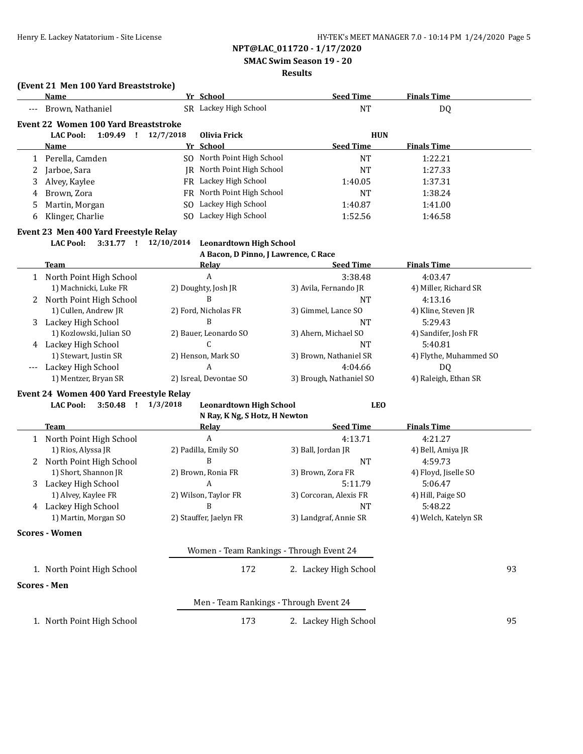NPT@LAC_011720 - 1/17/2020

SMAC Swim Season 19 - 20

Results

**(Event 21 Men 100 Yard Breaststroke)**

| | Name | Yr | School | Seed Time | Finals Time |
|---|---|---|---|---|---|
| --- | Brown, Nathaniel | SR | Lackey High School | NT | DQ |

**Event 22 Women 100 Yard Breaststroke**

LAC Pool: 1:09.49 ! 12/7/2018 Olivia Frick HUN

| | Name | Yr | School | Seed Time | Finals Time |
|---|---|---|---|---|---|
| 1 | Perella, Camden | SO | North Point High School | NT | 1:22.21 |
| 2 | Jarboe, Sara | JR | North Point High School | NT | 1:27.33 |
| 3 | Alvey, Kaylee | FR | Lackey High School | 1:40.05 | 1:37.31 |
| 4 | Brown, Zora | FR | North Point High School | NT | 1:38.24 |
| 5 | Martin, Morgan | SO | Lackey High School | 1:40.87 | 1:41.00 |
| 6 | Klinger, Charlie | SO | Lackey High School | 1:52.56 | 1:46.58 |

**Event 23 Men 400 Yard Freestyle Relay**

LAC Pool: 3:31.77 ! 12/10/2014 Leonardtown High School
A Bacon, D Pinno, J Lawrence, C Race

| | Team | Relay | Seed Time | Finals Time |
|---|---|---|---|---|
| 1 | North Point High School | A | 3:38.48 | 4:03.47 |
| | 1) Machnicki, Luke FR | 2) Doughty, Josh JR | 3) Avila, Fernando JR | 4) Miller, Richard SR |
| 2 | North Point High School | B | NT | 4:13.16 |
| | 1) Cullen, Andrew JR | 2) Ford, Nicholas FR | 3) Gimmel, Lance SO | 4) Kline, Steven JR |
| 3 | Lackey High School | B | NT | 5:29.43 |
| | 1) Kozlowski, Julian SO | 2) Bauer, Leonardo SO | 3) Ahern, Michael SO | 4) Sandifer, Josh FR |
| 4 | Lackey High School | C | NT | 5:40.81 |
| | 1) Stewart, Justin SR | 2) Henson, Mark SO | 3) Brown, Nathaniel SR | 4) Flythe, Muhammed SO |
| --- | Lackey High School | A | 4:04.66 | DQ |
| | 1) Mentzer, Bryan SR | 2) Isreal, Devontae SO | 3) Brough, Nathaniel SO | 4) Raleigh, Ethan SR |

**Event 24 Women 400 Yard Freestyle Relay**

LAC Pool: 3:50.48 ! 1/3/2018 Leonardtown High School LEO
N Ray, K Ng, S Hotz, H Newton

| | Team | Relay | Seed Time | Finals Time |
|---|---|---|---|---|
| 1 | North Point High School | A | 4:13.71 | 4:21.27 |
| | 1) Rios, Alyssa JR | 2) Padilla, Emily SO | 3) Ball, Jordan JR | 4) Bell, Amiya JR |
| 2 | North Point High School | B | NT | 4:59.73 |
| | 1) Short, Shannon JR | 2) Brown, Ronia FR | 3) Brown, Zora FR | 4) Floyd, Jiselle SO |
| 3 | Lackey High School | A | 5:11.79 | 5:06.47 |
| | 1) Alvey, Kaylee FR | 2) Wilson, Taylor FR | 3) Corcoran, Alexis FR | 4) Hill, Paige SO |
| 4 | Lackey High School | B | NT | 5:48.22 |
| | 1) Martin, Morgan SO | 2) Stauffer, Jaelyn FR | 3) Landgraf, Annie SR | 4) Welch, Katelyn SR |

**Scores - Women**

Women - Team Rankings - Through Event 24

1. North Point High School 172 2. Lackey High School 93

**Scores - Men**

Men - Team Rankings - Through Event 24

1. North Point High School 173 2. Lackey High School 95